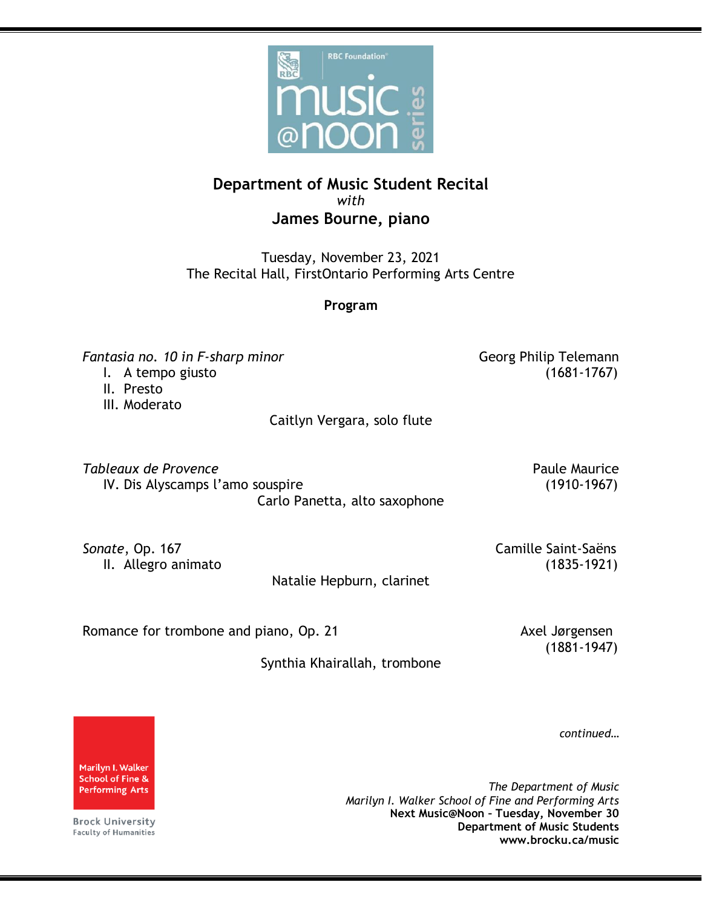RBC Foundation music @noon series

# Department of Music Student Recital

*with*

## James Bourne, piano

Tuesday, November 23, 2021
The Recital Hall, FirstOntario Performing Arts Centre

**Program**

*Fantasia no. 10 in F-sharp minor* — Georg Philip Telemann (1681-1767)

I. A tempo giusto
II. Presto
III. Moderato

Caitlyn Vergara, solo flute

*Tableaux de Provence* — Paule Maurice (1910-1967)

IV. Dis Alyscamps l'amo souspire

Carlo Panetta, alto saxophone

*Sonate*, Op. 167 — Camille Saint-Saëns (1835-1921)

II. Allegro animato

Natalie Hepburn, clarinet

Romance for trombone and piano, Op. 21 — Axel Jørgensen (1881-1947)

Synthia Khairallah, trombone

*continued…*

Marilyn I. Walker School of Fine & Performing Arts
Brock University
Faculty of Humanities

*The Department of Music*
*Marilyn I. Walker School of Fine and Performing Arts*
**Next Music@Noon – Tuesday, November 30**
**Department of Music Students**
**www.brocku.ca/music**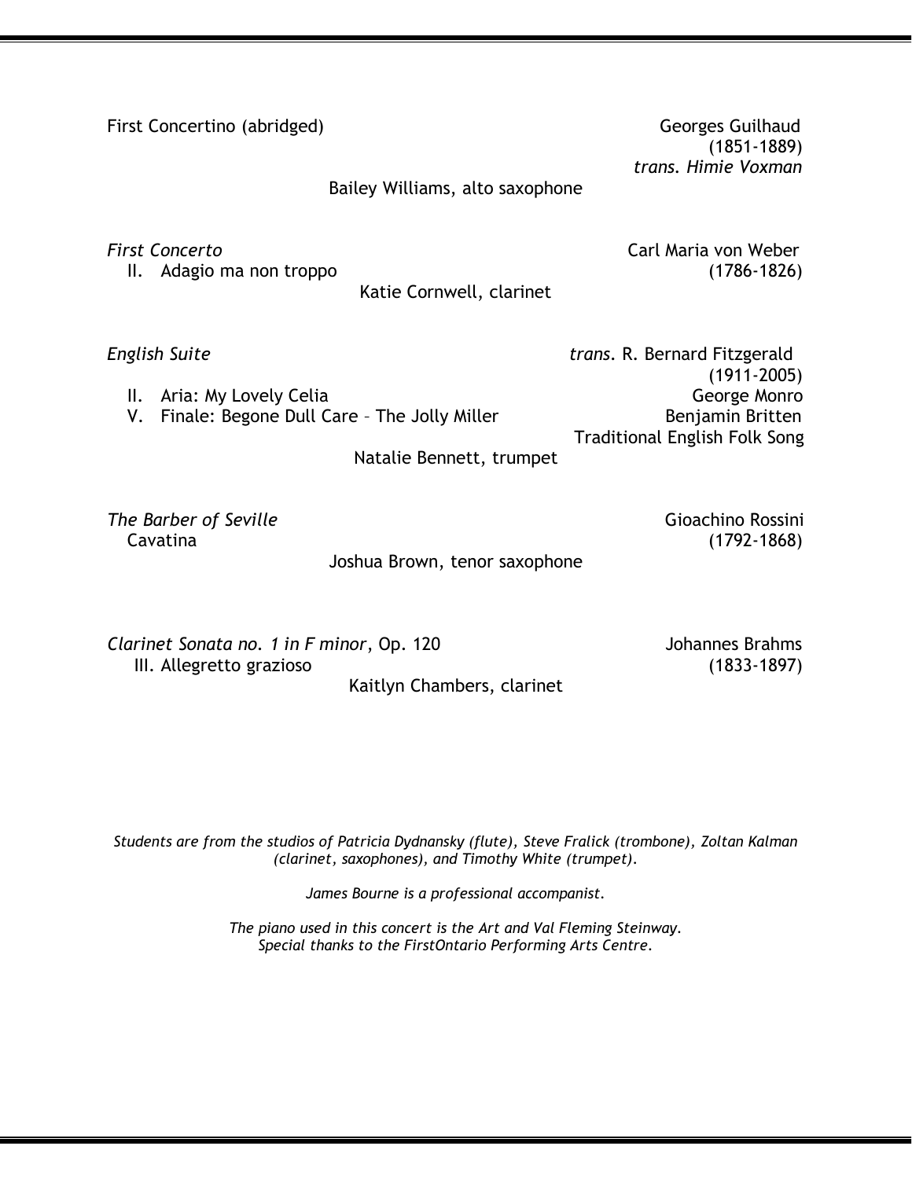First Concertino (abridged) — Georges Guilhaud (1851-1889), *trans. Himie Voxman*

Bailey Williams, alto saxophone

*First Concerto* — Carl Maria von Weber (1786-1826)

II. Adagio ma non troppo

Katie Cornwell, clarinet

*English Suite* — *trans.* R. Bernard Fitzgerald (1911-2005)

II. Aria: My Lovely Celia — George Monro

V. Finale: Begone Dull Care – The Jolly Miller — Benjamin Britten, Traditional English Folk Song

Natalie Bennett, trumpet

*The Barber of Seville* — Gioachino Rossini (1792-1868)

Cavatina

Joshua Brown, tenor saxophone

*Clarinet Sonata no. 1 in F minor*, Op. 120 — Johannes Brahms (1833-1897)

III. Allegretto grazioso

Kaitlyn Chambers, clarinet

*Students are from the studios of Patricia Dydnansky (flute), Steve Fralick (trombone), Zoltan Kalman (clarinet, saxophones), and Timothy White (trumpet).*

*James Bourne is a professional accompanist.*

*The piano used in this concert is the Art and Val Fleming Steinway.*
*Special thanks to the FirstOntario Performing Arts Centre.*